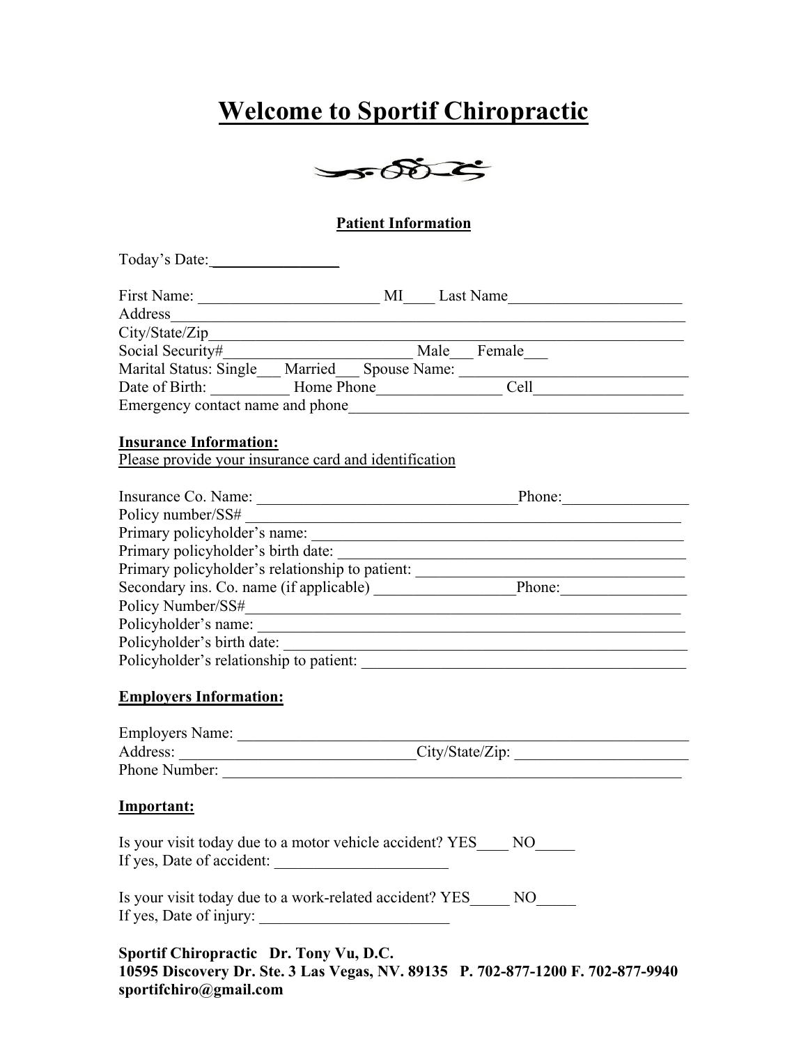# Welcome to Sportif Chiropractic

**Patient Information**

Today's Date:________________

First Name: _______________________ MI____ Last Name______________________
Address_________________________________________________________________
City/State/Zip____________________________________________________________
Social Security#________________________ Male___ Female___
Marital Status: Single___ Married___ Spouse Name: ____________________________
Date of Birth: __________ Home Phone________________ Cell__________________
Emergency contact name and phone__________________________________________

**Insurance Information:**

Please provide your insurance card and identification

Insurance Co. Name: _________________________________Phone:________________
Policy number/SS# ______________________________________________________
Primary policyholder's name: ______________________________________________
Primary policyholder's birth date: __________________________________________
Primary policyholder's relationship to patient: _______________________________
Secondary ins. Co. name (if applicable) _________________Phone:________________
Policy Number/SS#_______________________________________________________
Policyholder's name: _____________________________________________________
Policyholder's birth date: _________________________________________________
Policyholder's relationship to patient: ______________________________________

**Employers Information:**

Employers Name: _________________________________________________________
Address: _____________________________City/State/Zip: ______________________
Phone Number: __________________________________________________________

**Important:**

Is your visit today due to a motor vehicle accident? YES____ NO_____
If yes, Date of accident: ______________________

Is your visit today due to a work-related accident? YES_____ NO_____
If yes, Date of injury: ________________________

**Sportif Chiropractic Dr. Tony Vu, D.C.**
**10595 Discovery Dr. Ste. 3 Las Vegas, NV. 89135 P. 702-877-1200 F. 702-877-9940**
**sportifchiro@gmail.com**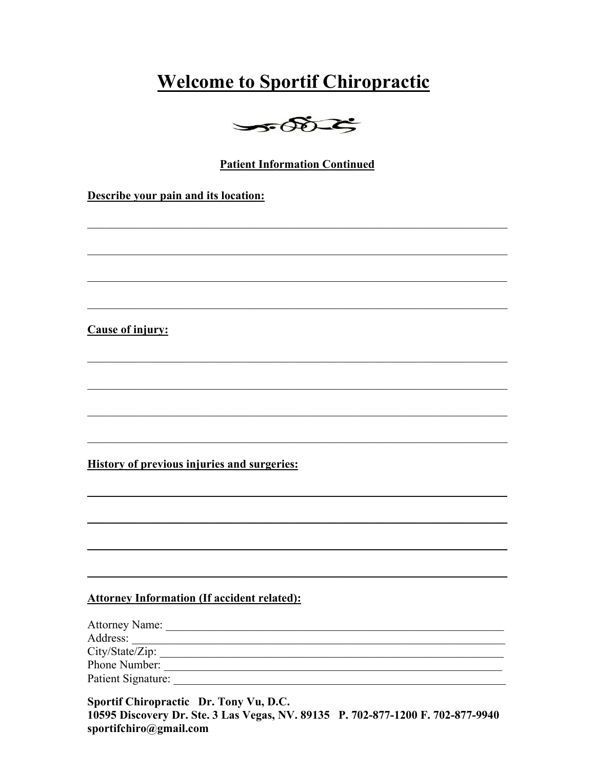# Welcome to Sportif Chiropractic

**Patient Information Continued**

**Describe your pain and its location:**

\_\_\_\_\_\_\_\_\_\_\_\_\_\_\_\_\_\_\_\_\_\_\_\_\_\_\_\_\_\_\_\_\_\_\_\_\_\_\_\_\_\_\_\_\_\_\_\_\_\_\_\_\_\_\_\_\_\_\_\_\_\_\_\_\_\_\_\_

\_\_\_\_\_\_\_\_\_\_\_\_\_\_\_\_\_\_\_\_\_\_\_\_\_\_\_\_\_\_\_\_\_\_\_\_\_\_\_\_\_\_\_\_\_\_\_\_\_\_\_\_\_\_\_\_\_\_\_\_\_\_\_\_\_\_\_\_

\_\_\_\_\_\_\_\_\_\_\_\_\_\_\_\_\_\_\_\_\_\_\_\_\_\_\_\_\_\_\_\_\_\_\_\_\_\_\_\_\_\_\_\_\_\_\_\_\_\_\_\_\_\_\_\_\_\_\_\_\_\_\_\_\_\_\_\_

\_\_\_\_\_\_\_\_\_\_\_\_\_\_\_\_\_\_\_\_\_\_\_\_\_\_\_\_\_\_\_\_\_\_\_\_\_\_\_\_\_\_\_\_\_\_\_\_\_\_\_\_\_\_\_\_\_\_\_\_\_\_\_\_\_\_\_\_

**Cause of injury:**

\_\_\_\_\_\_\_\_\_\_\_\_\_\_\_\_\_\_\_\_\_\_\_\_\_\_\_\_\_\_\_\_\_\_\_\_\_\_\_\_\_\_\_\_\_\_\_\_\_\_\_\_\_\_\_\_\_\_\_\_\_\_\_\_\_\_\_\_

\_\_\_\_\_\_\_\_\_\_\_\_\_\_\_\_\_\_\_\_\_\_\_\_\_\_\_\_\_\_\_\_\_\_\_\_\_\_\_\_\_\_\_\_\_\_\_\_\_\_\_\_\_\_\_\_\_\_\_\_\_\_\_\_\_\_\_\_

\_\_\_\_\_\_\_\_\_\_\_\_\_\_\_\_\_\_\_\_\_\_\_\_\_\_\_\_\_\_\_\_\_\_\_\_\_\_\_\_\_\_\_\_\_\_\_\_\_\_\_\_\_\_\_\_\_\_\_\_\_\_\_\_\_\_\_\_

\_\_\_\_\_\_\_\_\_\_\_\_\_\_\_\_\_\_\_\_\_\_\_\_\_\_\_\_\_\_\_\_\_\_\_\_\_\_\_\_\_\_\_\_\_\_\_\_\_\_\_\_\_\_\_\_\_\_\_\_\_\_\_\_\_\_\_\_

**History of previous injuries and surgeries:**

\_\_\_\_\_\_\_\_\_\_\_\_\_\_\_\_\_\_\_\_\_\_\_\_\_\_\_\_\_\_\_\_\_\_\_\_\_\_\_\_\_\_\_\_\_\_\_\_\_\_\_\_\_\_\_\_\_\_\_\_\_\_\_\_\_\_\_\_

\_\_\_\_\_\_\_\_\_\_\_\_\_\_\_\_\_\_\_\_\_\_\_\_\_\_\_\_\_\_\_\_\_\_\_\_\_\_\_\_\_\_\_\_\_\_\_\_\_\_\_\_\_\_\_\_\_\_\_\_\_\_\_\_\_\_\_\_

\_\_\_\_\_\_\_\_\_\_\_\_\_\_\_\_\_\_\_\_\_\_\_\_\_\_\_\_\_\_\_\_\_\_\_\_\_\_\_\_\_\_\_\_\_\_\_\_\_\_\_\_\_\_\_\_\_\_\_\_\_\_\_\_\_\_\_\_

\_\_\_\_\_\_\_\_\_\_\_\_\_\_\_\_\_\_\_\_\_\_\_\_\_\_\_\_\_\_\_\_\_\_\_\_\_\_\_\_\_\_\_\_\_\_\_\_\_\_\_\_\_\_\_\_\_\_\_\_\_\_\_\_\_\_\_\_

**Attorney Information (If accident related):**

Attorney Name: \_\_\_\_\_\_\_\_\_\_\_\_\_\_\_\_\_\_\_\_\_\_\_\_\_\_\_\_\_\_\_\_\_\_\_\_\_\_\_\_\_\_\_\_\_\_\_\_\_\_\_\_\_\_  
Address: \_\_\_\_\_\_\_\_\_\_\_\_\_\_\_\_\_\_\_\_\_\_\_\_\_\_\_\_\_\_\_\_\_\_\_\_\_\_\_\_\_\_\_\_\_\_\_\_\_\_\_\_\_\_\_\_\_\_\_  
City/State/Zip: \_\_\_\_\_\_\_\_\_\_\_\_\_\_\_\_\_\_\_\_\_\_\_\_\_\_\_\_\_\_\_\_\_\_\_\_\_\_\_\_\_\_\_\_\_\_\_\_\_\_\_\_\_\_\_  
Phone Number: \_\_\_\_\_\_\_\_\_\_\_\_\_\_\_\_\_\_\_\_\_\_\_\_\_\_\_\_\_\_\_\_\_\_\_\_\_\_\_\_\_\_\_\_\_\_\_\_\_\_\_\_\_\_  
Patient Signature: \_\_\_\_\_\_\_\_\_\_\_\_\_\_\_\_\_\_\_\_\_\_\_\_\_\_\_\_\_\_\_\_\_\_\_\_\_\_\_\_\_\_\_\_\_\_\_\_\_\_\_\_\_

**Sportif Chiropractic Dr. Tony Vu, D.C.**  
**10595 Discovery Dr. Ste. 3 Las Vegas, NV. 89135 P. 702-877-1200 F. 702-877-9940**  
**sportifchiro@gmail.com**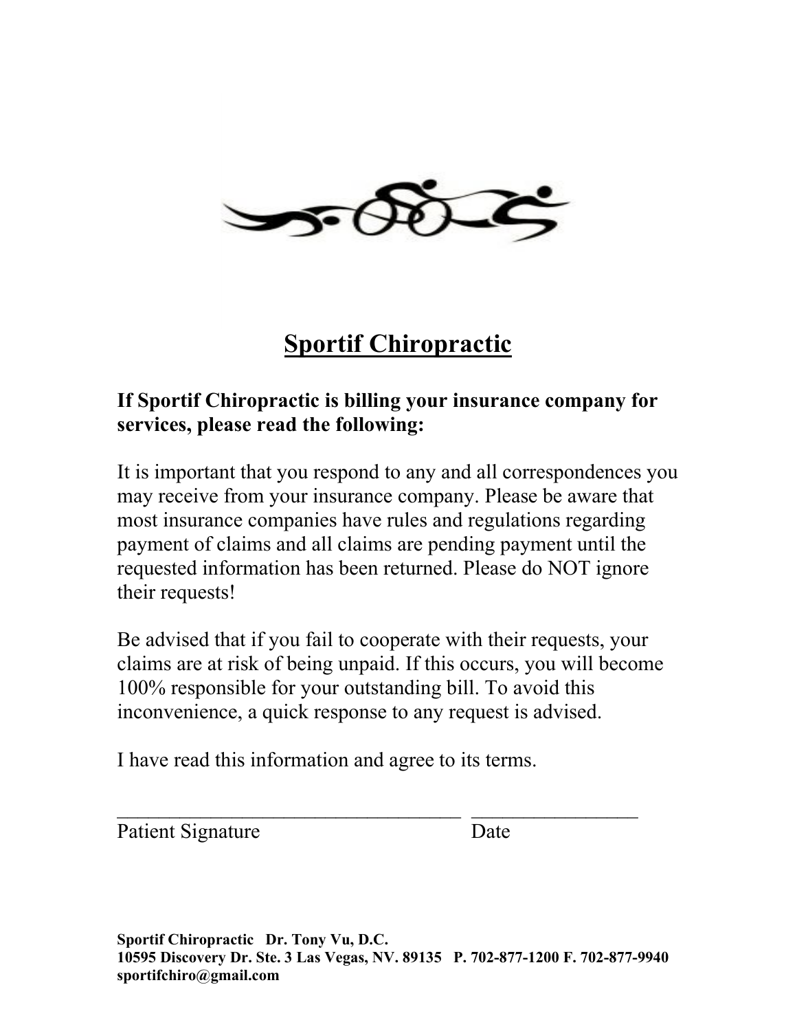# Sportif Chiropractic

**If Sportif Chiropractic is billing your insurance company for services, please read the following:**

It is important that you respond to any and all correspondences you may receive from your insurance company. Please be aware that most insurance companies have rules and regulations regarding payment of claims and all claims are pending payment until the requested information has been returned. Please do NOT ignore their requests!

Be advised that if you fail to cooperate with their requests, your claims are at risk of being unpaid. If this occurs, you will become 100% responsible for your outstanding bill. To avoid this inconvenience, a quick response to any request is advised.

I have read this information and agree to its terms.

___________________________________ ________________

Patient Signature                                        Date

**Sportif Chiropractic   Dr. Tony Vu, D.C.**
**10595 Discovery Dr. Ste. 3 Las Vegas, NV. 89135   P. 702-877-1200 F. 702-877-9940**
**sportifchiro@gmail.com**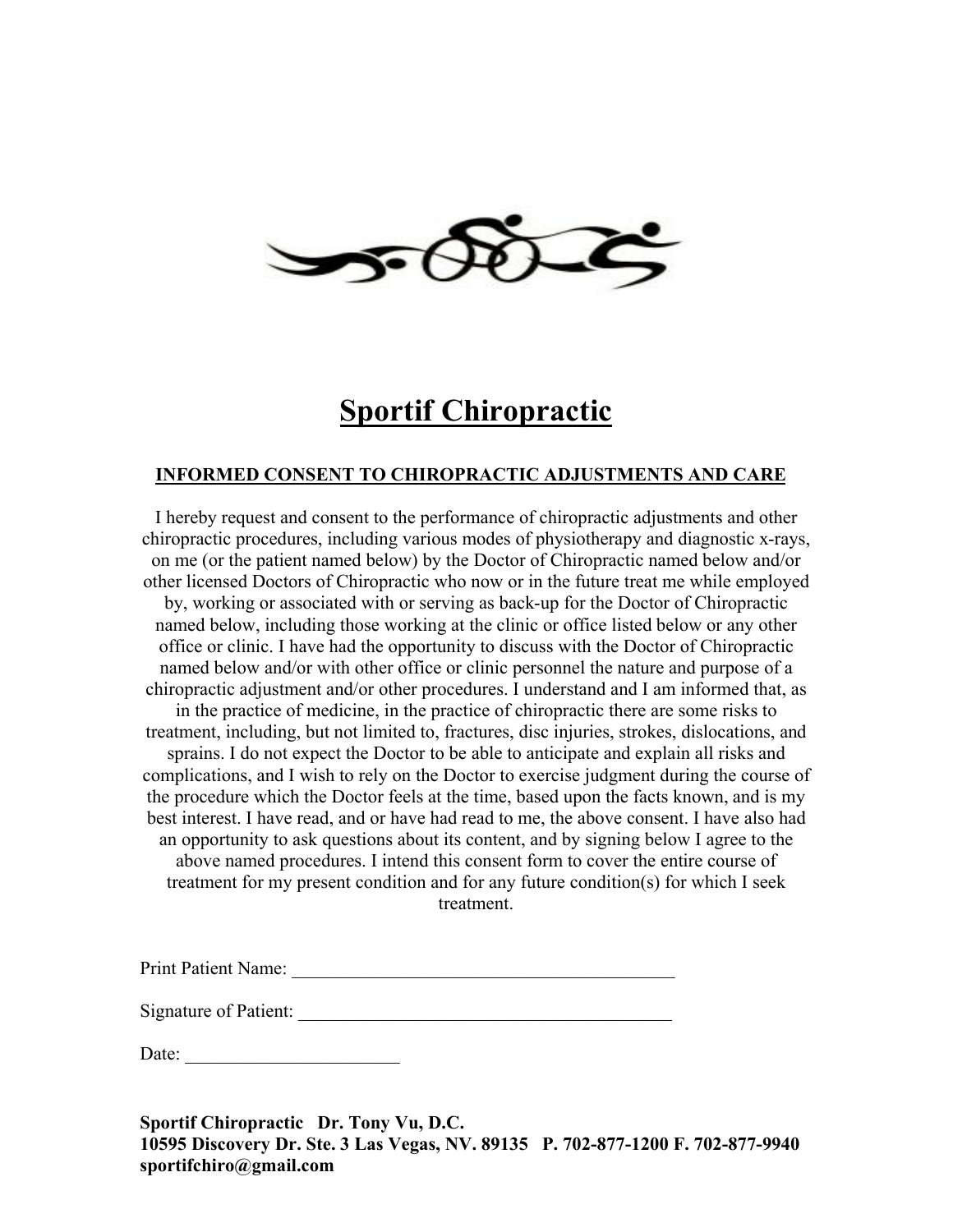# Sportif Chiropractic

## INFORMED CONSENT TO CHIROPRACTIC ADJUSTMENTS AND CARE

I hereby request and consent to the performance of chiropractic adjustments and other chiropractic procedures, including various modes of physiotherapy and diagnostic x-rays, on me (or the patient named below) by the Doctor of Chiropractic named below and/or other licensed Doctors of Chiropractic who now or in the future treat me while employed by, working or associated with or serving as back-up for the Doctor of Chiropractic named below, including those working at the clinic or office listed below or any other office or clinic. I have had the opportunity to discuss with the Doctor of Chiropractic named below and/or with other office or clinic personnel the nature and purpose of a chiropractic adjustment and/or other procedures. I understand and I am informed that, as in the practice of medicine, in the practice of chiropractic there are some risks to treatment, including, but not limited to, fractures, disc injuries, strokes, dislocations, and sprains. I do not expect the Doctor to be able to anticipate and explain all risks and complications, and I wish to rely on the Doctor to exercise judgment during the course of the procedure which the Doctor feels at the time, based upon the facts known, and is my best interest. I have read, and or have had read to me, the above consent. I have also had an opportunity to ask questions about its content, and by signing below I agree to the above named procedures. I intend this consent form to cover the entire course of treatment for my present condition and for any future condition(s) for which I seek treatment.

Print Patient Name: ____________________________________________

Signature of Patient: ___________________________________________

Date: ________________________

**Sportif Chiropractic   Dr. Tony Vu, D.C.**
**10595 Discovery Dr. Ste. 3 Las Vegas, NV. 89135   P. 702-877-1200 F. 702-877-9940**
**sportifchiro@gmail.com**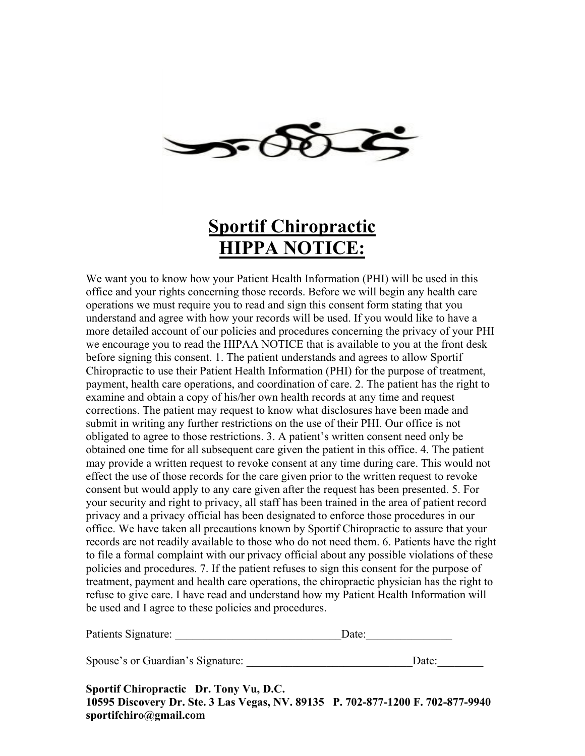# Sportif Chiropractic
# HIPPA NOTICE:

We want you to know how your Patient Health Information (PHI) will be used in this office and your rights concerning those records. Before we will begin any health care operations we must require you to read and sign this consent form stating that you understand and agree with how your records will be used. If you would like to have a more detailed account of our policies and procedures concerning the privacy of your PHI we encourage you to read the HIPAA NOTICE that is available to you at the front desk before signing this consent. 1. The patient understands and agrees to allow Sportif Chiropractic to use their Patient Health Information (PHI) for the purpose of treatment, payment, health care operations, and coordination of care. 2. The patient has the right to examine and obtain a copy of his/her own health records at any time and request corrections. The patient may request to know what disclosures have been made and submit in writing any further restrictions on the use of their PHI. Our office is not obligated to agree to those restrictions. 3. A patient's written consent need only be obtained one time for all subsequent care given the patient in this office. 4. The patient may provide a written request to revoke consent at any time during care. This would not effect the use of those records for the care given prior to the written request to revoke consent but would apply to any care given after the request has been presented. 5. For your security and right to privacy, all staff has been trained in the area of patient record privacy and a privacy official has been designated to enforce those procedures in our office. We have taken all precautions known by Sportif Chiropractic to assure that your records are not readily available to those who do not need them. 6. Patients have the right to file a formal complaint with our privacy official about any possible violations of these policies and procedures. 7. If the patient refuses to sign this consent for the purpose of treatment, payment and health care operations, the chiropractic physician has the right to refuse to give care. I have read and understand how my Patient Health Information will be used and I agree to these policies and procedures.

Patients Signature: ______________________________Date:_______________

Spouse's or Guardian's Signature: ______________________________Date:________

**Sportif Chiropractic Dr. Tony Vu, D.C.**
**10595 Discovery Dr. Ste. 3 Las Vegas, NV. 89135 P. 702-877-1200 F. 702-877-9940**
**sportifchiro@gmail.com**